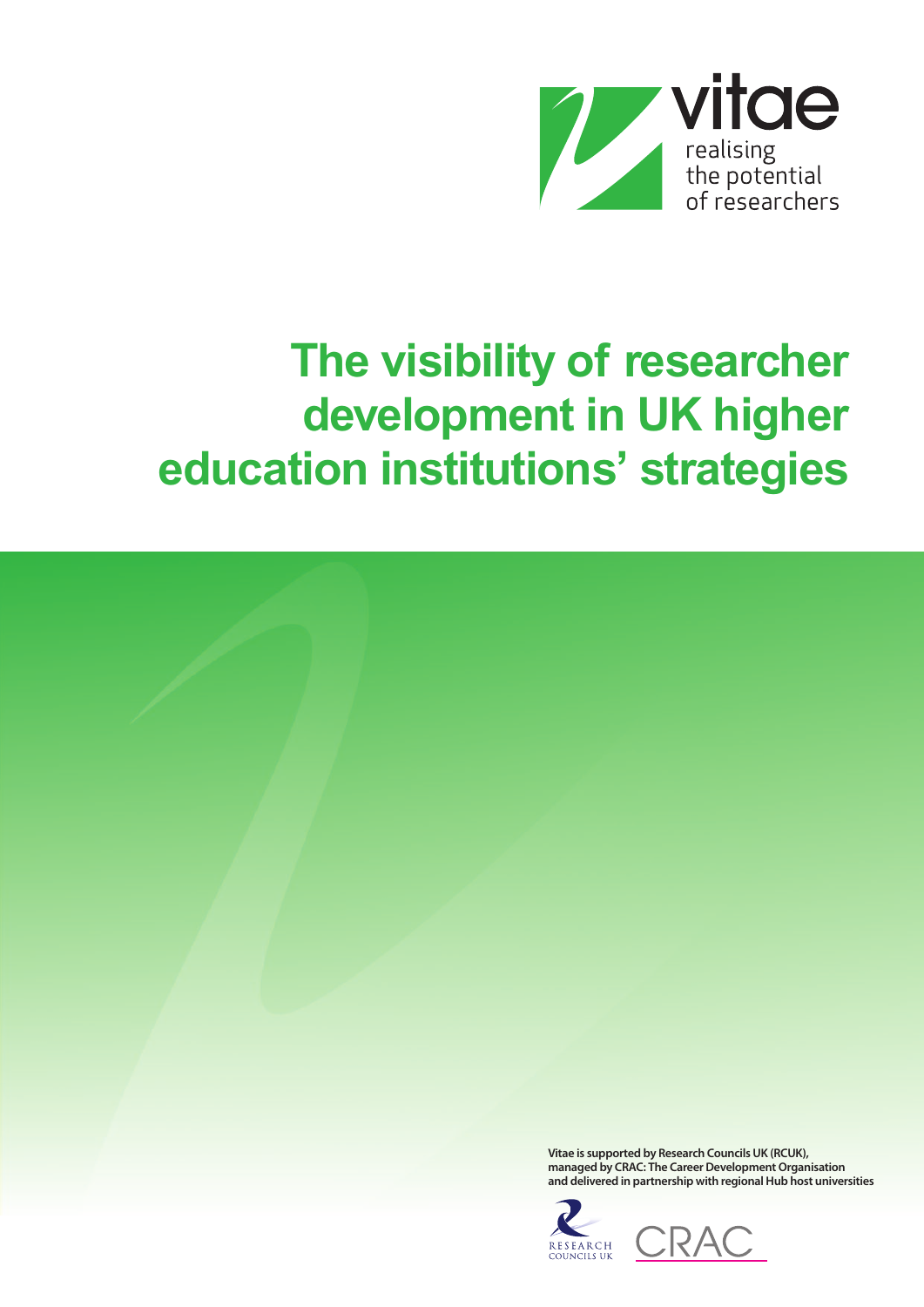vitae

realising the potential of researchers

# The visibility of researcher development in UK higher education institutions' strategies

**Vitae is supported by Research Councils UK (RCUK), managed by CRAC: The Career Development Organisation and delivered in partnership with regional Hub host universities**

RESEARCH COUNCILS UK

CRAC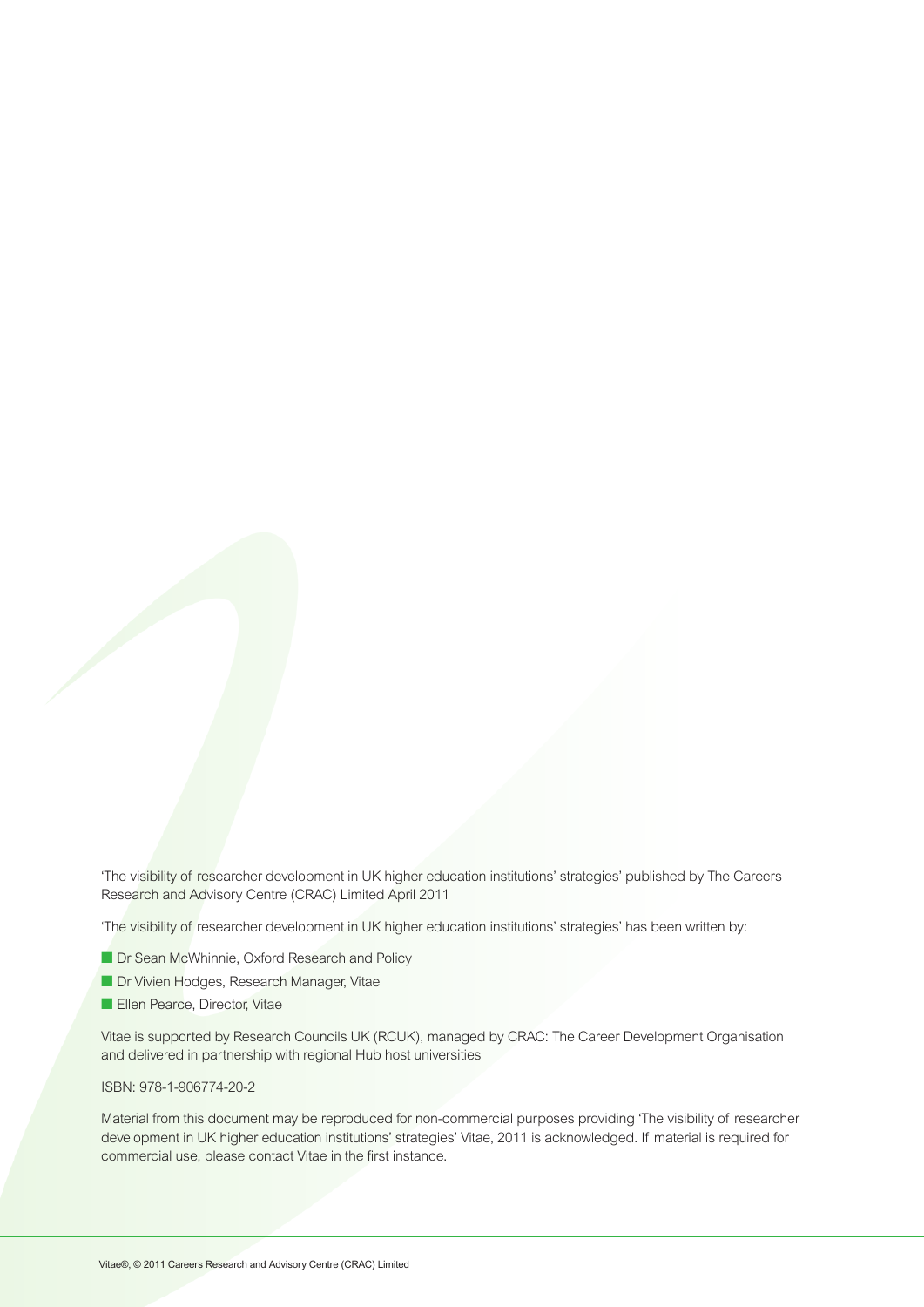'The visibility of researcher development in UK higher education institutions' strategies' published by The Careers Research and Advisory Centre (CRAC) Limited April 2011

'The visibility of researcher development in UK higher education institutions' strategies' has been written by:

- Dr Sean McWhinnie, Oxford Research and Policy
- Dr Vivien Hodges, Research Manager, Vitae
- Ellen Pearce, Director, Vitae

Vitae is supported by Research Councils UK (RCUK), managed by CRAC: The Career Development Organisation and delivered in partnership with regional Hub host universities

ISBN: 978-1-906774-20-2

Material from this document may be reproduced for non-commercial purposes providing 'The visibility of researcher development in UK higher education institutions' strategies' Vitae, 2011 is acknowledged. If material is required for commercial use, please contact Vitae in the first instance.

Vitae®, © 2011 Careers Research and Advisory Centre (CRAC) Limited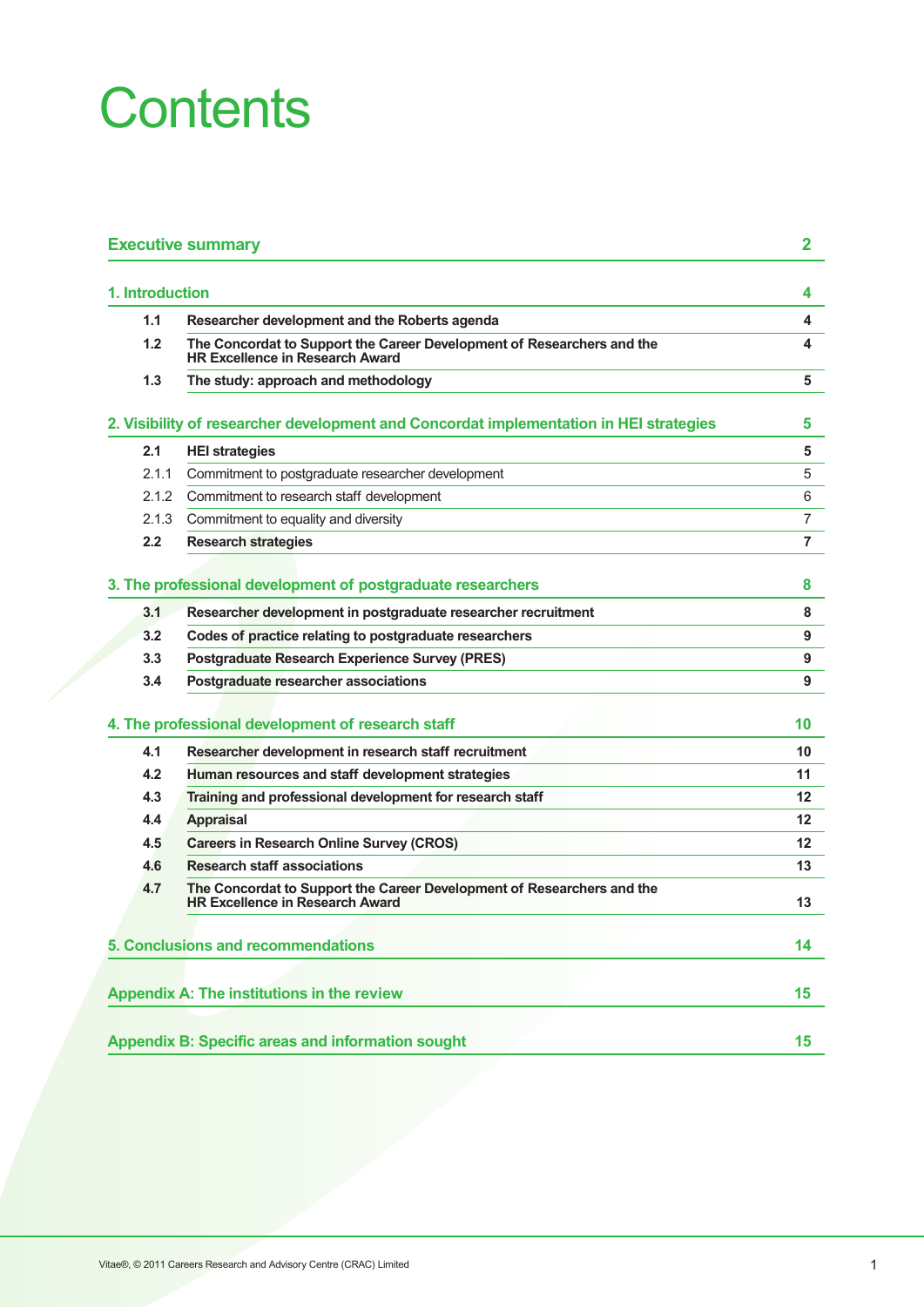# Contents

| | | |
|---|---|---|
| **Executive summary** | | **2** |
| **1. Introduction** | | **4** |
| **1.1** | **Researcher development and the Roberts agenda** | **4** |
| **1.2** | **The Concordat to Support the Career Development of Researchers and the HR Excellence in Research Award** | **4** |
| **1.3** | **The study: approach and methodology** | **5** |
| **2. Visibility of researcher development and Concordat implementation in HEI strategies** | | **5** |
| **2.1** | **HEI strategies** | **5** |
| 2.1.1 | Commitment to postgraduate researcher development | 5 |
| 2.1.2 | Commitment to research staff development | 6 |
| 2.1.3 | Commitment to equality and diversity | 7 |
| **2.2** | **Research strategies** | **7** |
| **3. The professional development of postgraduate researchers** | | **8** |
| **3.1** | **Researcher development in postgraduate researcher recruitment** | **8** |
| **3.2** | **Codes of practice relating to postgraduate researchers** | **9** |
| **3.3** | **Postgraduate Research Experience Survey (PRES)** | **9** |
| **3.4** | **Postgraduate researcher associations** | **9** |
| **4. The professional development of research staff** | | **10** |
| **4.1** | **Researcher development in research staff recruitment** | **10** |
| **4.2** | **Human resources and staff development strategies** | **11** |
| **4.3** | **Training and professional development for research staff** | **12** |
| **4.4** | **Appraisal** | **12** |
| **4.5** | **Careers in Research Online Survey (CROS)** | **12** |
| **4.6** | **Research staff associations** | **13** |
| **4.7** | **The Concordat to Support the Career Development of Researchers and the HR Excellence in Research Award** | **13** |
| **5. Conclusions and recommendations** | | **14** |
| **Appendix A: The institutions in the review** | | **15** |
| **Appendix B: Specific areas and information sought** | | **15** |

Vitae®, © 2011 Careers Research and Advisory Centre (CRAC) Limited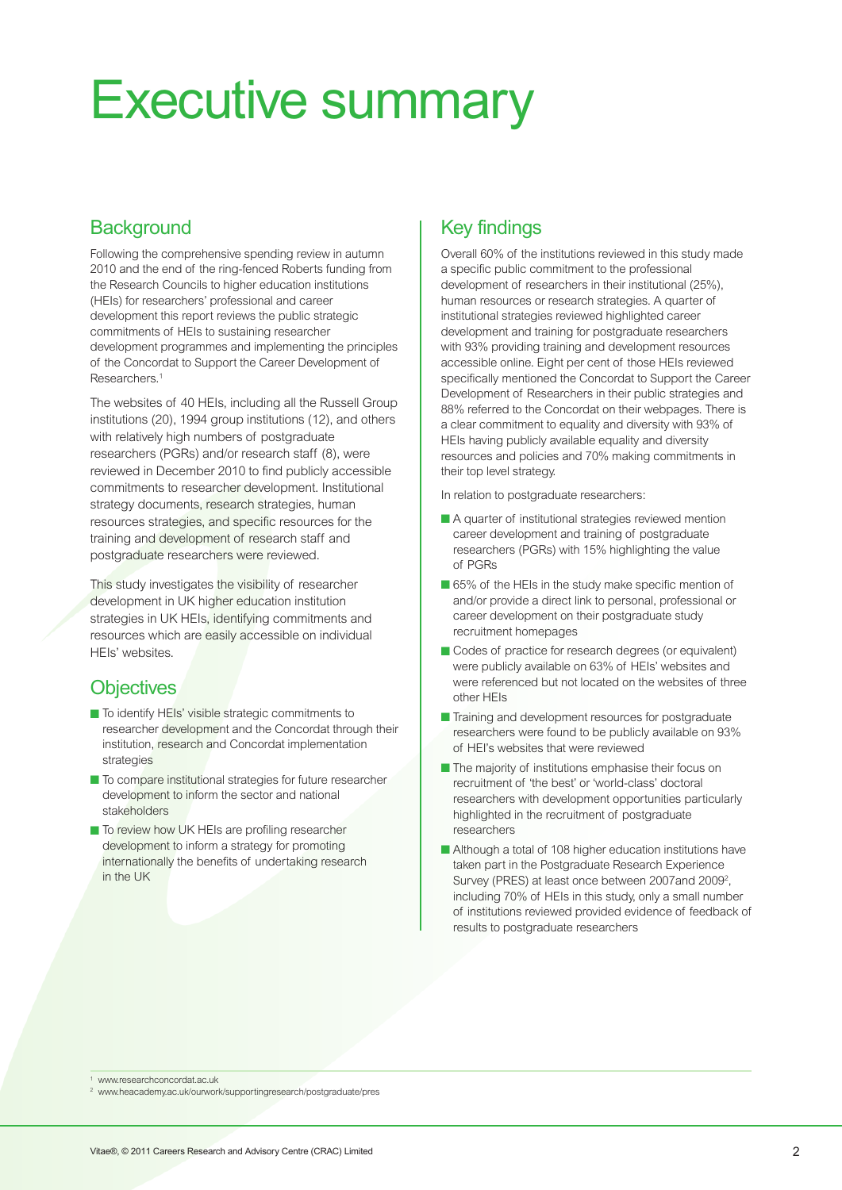# Executive summary

## Background

Following the comprehensive spending review in autumn 2010 and the end of the ring-fenced Roberts funding from the Research Councils to higher education institutions (HEIs) for researchers' professional and career development this report reviews the public strategic commitments of HEIs to sustaining researcher development programmes and implementing the principles of the Concordat to Support the Career Development of Researchers.[1]

The websites of 40 HEIs, including all the Russell Group institutions (20), 1994 group institutions (12), and others with relatively high numbers of postgraduate researchers (PGRs) and/or research staff (8), were reviewed in December 2010 to find publicly accessible commitments to researcher development. Institutional strategy documents, research strategies, human resources strategies, and specific resources for the training and development of research staff and postgraduate researchers were reviewed.

This study investigates the visibility of researcher development in UK higher education institution strategies in UK HEIs, identifying commitments and resources which are easily accessible on individual HEIs' websites.

## Objectives

- To identify HEIs' visible strategic commitments to researcher development and the Concordat through their institution, research and Concordat implementation strategies
- To compare institutional strategies for future researcher development to inform the sector and national stakeholders
- To review how UK HEIs are profiling researcher development to inform a strategy for promoting internationally the benefits of undertaking research in the UK

## Key findings

Overall 60% of the institutions reviewed in this study made a specific public commitment to the professional development of researchers in their institutional (25%), human resources or research strategies. A quarter of institutional strategies reviewed highlighted career development and training for postgraduate researchers with 93% providing training and development resources accessible online. Eight per cent of those HEIs reviewed specifically mentioned the Concordat to Support the Career Development of Researchers in their public strategies and 88% referred to the Concordat on their webpages. There is a clear commitment to equality and diversity with 93% of HEIs having publicly available equality and diversity resources and policies and 70% making commitments in their top level strategy.

In relation to postgraduate researchers:

- A quarter of institutional strategies reviewed mention career development and training of postgraduate researchers (PGRs) with 15% highlighting the value of PGRs
- 65% of the HEIs in the study make specific mention of and/or provide a direct link to personal, professional or career development on their postgraduate study recruitment homepages
- Codes of practice for research degrees (or equivalent) were publicly available on 63% of HEIs' websites and were referenced but not located on the websites of three other HEIs
- Training and development resources for postgraduate researchers were found to be publicly available on 93% of HEI's websites that were reviewed
- The majority of institutions emphasise their focus on recruitment of 'the best' or 'world-class' doctoral researchers with development opportunities particularly highlighted in the recruitment of postgraduate researchers
- Although a total of 108 higher education institutions have taken part in the Postgraduate Research Experience Survey (PRES) at least once between 2007and 2009[2], including 70% of HEIs in this study, only a small number of institutions reviewed provided evidence of feedback of results to postgraduate researchers

[1] www.researchconcordat.ac.uk

[2] www.heacademy.ac.uk/ourwork/supportingresearch/postgraduate/pres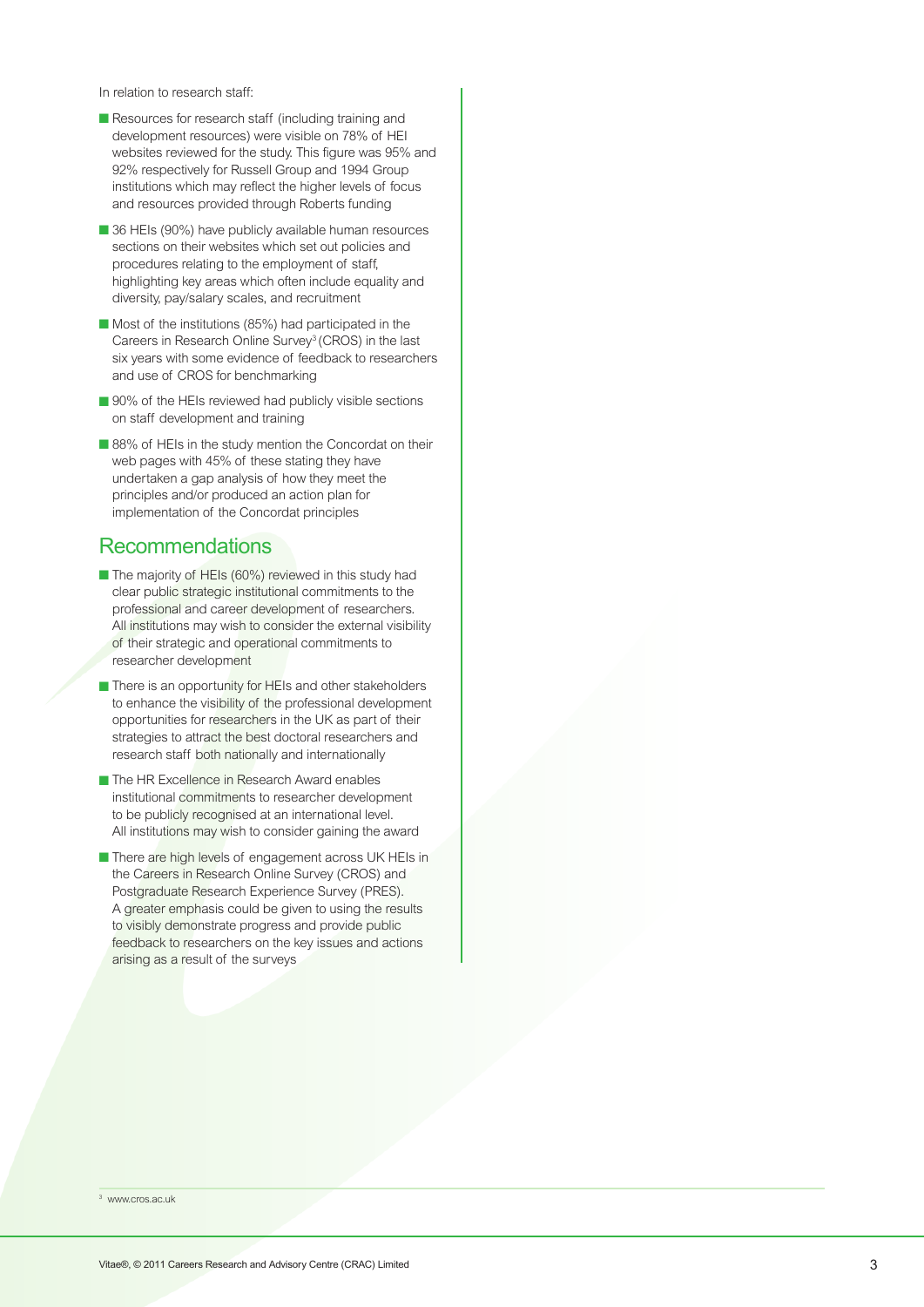In relation to research staff:

- Resources for research staff (including training and development resources) were visible on 78% of HEI websites reviewed for the study. This figure was 95% and 92% respectively for Russell Group and 1994 Group institutions which may reflect the higher levels of focus and resources provided through Roberts funding
- 36 HEIs (90%) have publicly available human resources sections on their websites which set out policies and procedures relating to the employment of staff, highlighting key areas which often include equality and diversity, pay/salary scales, and recruitment
- Most of the institutions (85%) had participated in the Careers in Research Online Survey[3] (CROS) in the last six years with some evidence of feedback to researchers and use of CROS for benchmarking
- 90% of the HEIs reviewed had publicly visible sections on staff development and training
- 88% of HEIs in the study mention the Concordat on their web pages with 45% of these stating they have undertaken a gap analysis of how they meet the principles and/or produced an action plan for implementation of the Concordat principles

## Recommendations

- The majority of HEIs (60%) reviewed in this study had clear public strategic institutional commitments to the professional and career development of researchers. All institutions may wish to consider the external visibility of their strategic and operational commitments to researcher development
- There is an opportunity for HEIs and other stakeholders to enhance the visibility of the professional development opportunities for researchers in the UK as part of their strategies to attract the best doctoral researchers and research staff both nationally and internationally
- The HR Excellence in Research Award enables institutional commitments to researcher development to be publicly recognised at an international level. All institutions may wish to consider gaining the award
- There are high levels of engagement across UK HEIs in the Careers in Research Online Survey (CROS) and Postgraduate Research Experience Survey (PRES). A greater emphasis could be given to using the results to visibly demonstrate progress and provide public feedback to researchers on the key issues and actions arising as a result of the surveys

[3] www.cros.ac.uk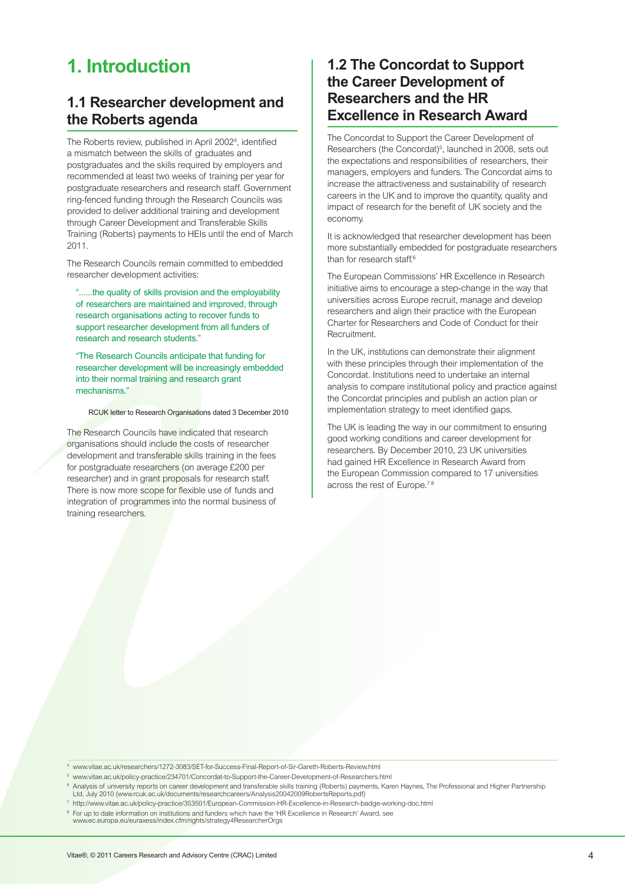# 1. Introduction

## 1.1 Researcher development and the Roberts agenda

The Roberts review, published in April 2002[4], identified a mismatch between the skills of graduates and postgraduates and the skills required by employers and recommended at least two weeks of training per year for postgraduate researchers and research staff. Government ring-fenced funding through the Research Councils was provided to deliver additional training and development through Career Development and Transferable Skills Training (Roberts) payments to HEIs until the end of March 2011.

The Research Councils remain committed to embedded researcher development activities:

> "......the quality of skills provision and the employability of researchers are maintained and improved, through research organisations acting to recover funds to support researcher development from all funders of research and research students."
>
> "The Research Councils anticipate that funding for researcher development will be increasingly embedded into their normal training and research grant mechanisms."
>
> RCUK letter to Research Organisations dated 3 December 2010

The Research Councils have indicated that research organisations should include the costs of researcher development and transferable skills training in the fees for postgraduate researchers (on average £200 per researcher) and in grant proposals for research staff. There is now more scope for flexible use of funds and integration of programmes into the normal business of training researchers.

## 1.2 The Concordat to Support the Career Development of Researchers and the HR Excellence in Research Award

The Concordat to Support the Career Development of Researchers (the Concordat)[5], launched in 2008, sets out the expectations and responsibilities of researchers, their managers, employers and funders. The Concordat aims to increase the attractiveness and sustainability of research careers in the UK and to improve the quantity, quality and impact of research for the benefit of UK society and the economy.

It is acknowledged that researcher development has been more substantially embedded for postgraduate researchers than for research staff.[6]

The European Commissions' HR Excellence in Research initiative aims to encourage a step-change in the way that universities across Europe recruit, manage and develop researchers and align their practice with the European Charter for Researchers and Code of Conduct for their Recruitment.

In the UK, institutions can demonstrate their alignment with these principles through their implementation of the Concordat. Institutions need to undertake an internal analysis to compare institutional policy and practice against the Concordat principles and publish an action plan or implementation strategy to meet identified gaps.

The UK is leading the way in our commitment to ensuring good working conditions and career development for researchers. By December 2010, 23 UK universities had gained HR Excellence in Research Award from the European Commission compared to 17 universities across the rest of Europe.[7,8]

---

[4] www.vitae.ac.uk/researchers/1272-3083/SET-for-Success-Final-Report-of-Sir-Gareth-Roberts-Review.html

[5] www.vitae.ac.uk/policy-practice/234701/Concordat-to-Support-the-Career-Development-of-Researchers.html

[6] Analysis of university reports on career development and transferable skills training (Roberts) payments, Karen Haynes, The Professional and Higher Partnership Ltd, July 2010 (www.rcuk.ac.uk/documents/researchcareers/Analysis20042009RobertsReports.pdf)

[7] http://www.vitae.ac.uk/policy-practice/353501/European-Commission-HR-Excellence-in-Research-badge-working-doc.html

[8] For up to date information on institutions and funders which have the 'HR Excellence in Research' Award, see www.ec.europa.eu/euraxess/index.cfm/rights/strategy4ResearcherOrgs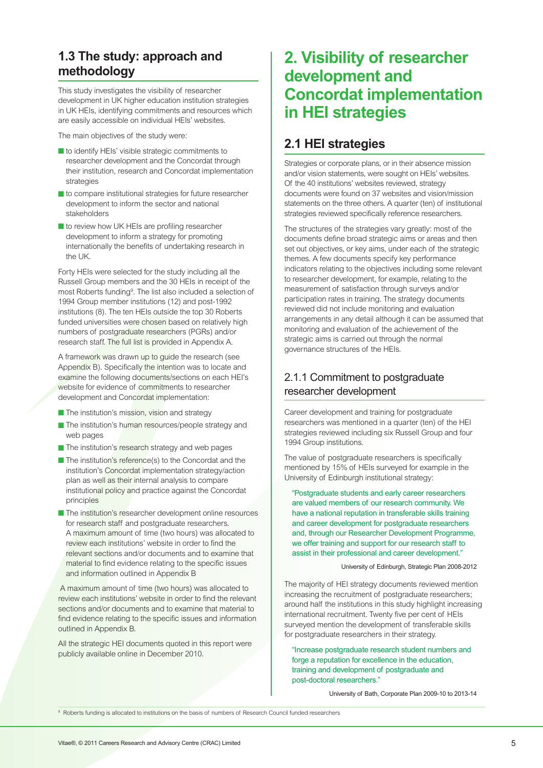## 1.3 The study: approach and methodology

This study investigates the visibility of researcher development in UK higher education institution strategies in UK HEIs, identifying commitments and resources which are easily accessible on individual HEIs' websites.

The main objectives of the study were:

- to identify HEIs' visible strategic commitments to researcher development and the Concordat through their institution, research and Concordat implementation strategies
- to compare institutional strategies for future researcher development to inform the sector and national stakeholders
- to review how UK HEIs are profiling researcher development to inform a strategy for promoting internationally the benefits of undertaking research in the UK.

Forty HEIs were selected for the study including all the Russell Group members and the 30 HEIs in receipt of the most Roberts funding[9]. The list also included a selection of 1994 Group member institutions (12) and post-1992 institutions (8). The ten HEIs outside the top 30 Roberts funded universities were chosen based on relatively high numbers of postgraduate researchers (PGRs) and/or research staff. The full list is provided in Appendix A.

A framework was drawn up to guide the research (see Appendix B). Specifically the intention was to locate and examine the following documents/sections on each HEI's website for evidence of commitments to researcher development and Concordat implementation:

- The institution's mission, vision and strategy
- The institution's human resources/people strategy and web pages
- The institution's research strategy and web pages
- The institution's reference(s) to the Concordat and the institution's Concordat implementation strategy/action plan as well as their internal analysis to compare institutional policy and practice against the Concordat principles
- The institution's researcher development online resources for research staff and postgraduate researchers. A maximum amount of time (two hours) was allocated to review each institutions' website in order to find the relevant sections and/or documents and to examine that material to find evidence relating to the specific issues and information outlined in Appendix B

A maximum amount of time (two hours) was allocated to review each institutions' website in order to find the relevant sections and/or documents and to examine that material to find evidence relating to the specific issues and information outlined in Appendix B.

All the strategic HEI documents quoted in this report were publicly available online in December 2010.

# 2. Visibility of researcher development and Concordat implementation in HEI strategies

## 2.1 HEI strategies

Strategies or corporate plans, or in their absence mission and/or vision statements, were sought on HEIs' websites. Of the 40 institutions' websites reviewed, strategy documents were found on 37 websites and vision/mission statements on the three others. A quarter (ten) of institutional strategies reviewed specifically reference researchers.

The structures of the strategies vary greatly: most of the documents define broad strategic aims or areas and then set out objectives, or key aims, under each of the strategic themes. A few documents specify key performance indicators relating to the objectives including some relevant to researcher development, for example, relating to the measurement of satisfaction through surveys and/or participation rates in training. The strategy documents reviewed did not include monitoring and evaluation arrangements in any detail although it can be assumed that monitoring and evaluation of the achievement of the strategic aims is carried out through the normal governance structures of the HEIs.

### 2.1.1 Commitment to postgraduate researcher development

Career development and training for postgraduate researchers was mentioned in a quarter (ten) of the HEI strategies reviewed including six Russell Group and four 1994 Group institutions.

The value of postgraduate researchers is specifically mentioned by 15% of HEIs surveyed for example in the University of Edinburgh institutional strategy:

> "Postgraduate students and early career researchers are valued members of our research community. We have a national reputation in transferable skills training and career development for postgraduate researchers and, through our Researcher Development Programme, we offer training and support for our research staff to assist in their professional and career development."
>
> University of Edinburgh, Strategic Plan 2008-2012

The majority of HEI strategy documents reviewed mention increasing the recruitment of postgraduate researchers; around half the institutions in this study highlight increasing international recruitment. Twenty five per cent of HEIs surveyed mention the development of transferable skills for postgraduate researchers in their strategy.

> "Increase postgraduate research student numbers and forge a reputation for excellence in the education, training and development of postgraduate and post-doctoral researchers."
>
> University of Bath, Corporate Plan 2009-10 to 2013-14

[9] Roberts funding is allocated to institutions on the basis of numbers of Research Council funded researchers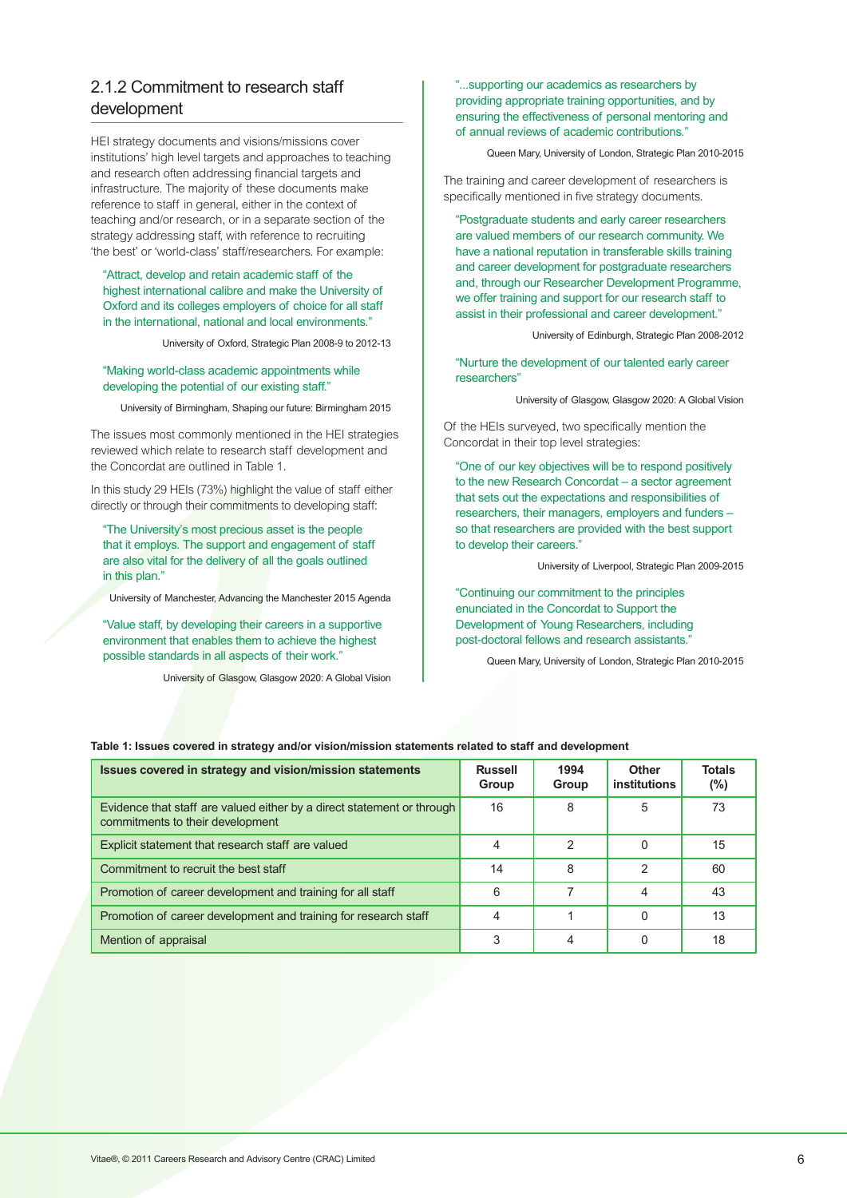### 2.1.2 Commitment to research staff development

HEI strategy documents and visions/missions cover institutions' high level targets and approaches to teaching and research often addressing financial targets and infrastructure. The majority of these documents make reference to staff in general, either in the context of teaching and/or research, or in a separate section of the strategy addressing staff, with reference to recruiting 'the best' or 'world-class' staff/researchers. For example:

> "Attract, develop and retain academic staff of the highest international calibre and make the University of Oxford and its colleges employers of choice for all staff in the international, national and local environments."
>
> University of Oxford, Strategic Plan 2008-9 to 2012-13

> "Making world-class academic appointments while developing the potential of our existing staff."
>
> University of Birmingham, Shaping our future: Birmingham 2015

The issues most commonly mentioned in the HEI strategies reviewed which relate to research staff development and the Concordat are outlined in Table 1.

In this study 29 HEIs (73%) highlight the value of staff either directly or through their commitments to developing staff:

> "The University's most precious asset is the people that it employs. The support and engagement of staff are also vital for the delivery of all the goals outlined in this plan."
>
> University of Manchester, Advancing the Manchester 2015 Agenda

> "Value staff, by developing their careers in a supportive environment that enables them to achieve the highest possible standards in all aspects of their work."
>
> University of Glasgow, Glasgow 2020: A Global Vision

> "...supporting our academics as researchers by providing appropriate training opportunities, and by ensuring the effectiveness of personal mentoring and of annual reviews of academic contributions."
>
> Queen Mary, University of London, Strategic Plan 2010-2015

The training and career development of researchers is specifically mentioned in five strategy documents.

> "Postgraduate students and early career researchers are valued members of our research community. We have a national reputation in transferable skills training and career development for postgraduate researchers and, through our Researcher Development Programme, we offer training and support for our research staff to assist in their professional and career development."
>
> University of Edinburgh, Strategic Plan 2008-2012

> "Nurture the development of our talented early career researchers"
>
> University of Glasgow, Glasgow 2020: A Global Vision

Of the HEIs surveyed, two specifically mention the Concordat in their top level strategies:

> "One of our key objectives will be to respond positively to the new Research Concordat – a sector agreement that sets out the expectations and responsibilities of researchers, their managers, employers and funders – so that researchers are provided with the best support to develop their careers."
>
> University of Liverpool, Strategic Plan 2009-2015

> "Continuing our commitment to the principles enunciated in the Concordat to Support the Development of Young Researchers, including post-doctoral fellows and research assistants."
>
> Queen Mary, University of London, Strategic Plan 2010-2015

**Table 1: Issues covered in strategy and/or vision/mission statements related to staff and development**

| Issues covered in strategy and vision/mission statements | Russell Group | 1994 Group | Other institutions | Totals (%) |
|---|---|---|---|---|
| Evidence that staff are valued either by a direct statement or through commitments to their development | 16 | 8 | 5 | 73 |
| Explicit statement that research staff are valued | 4 | 2 | 0 | 15 |
| Commitment to recruit the best staff | 14 | 8 | 2 | 60 |
| Promotion of career development and training for all staff | 6 | 7 | 4 | 43 |
| Promotion of career development and training for research staff | 4 | 1 | 0 | 13 |
| Mention of appraisal | 3 | 4 | 0 | 18 |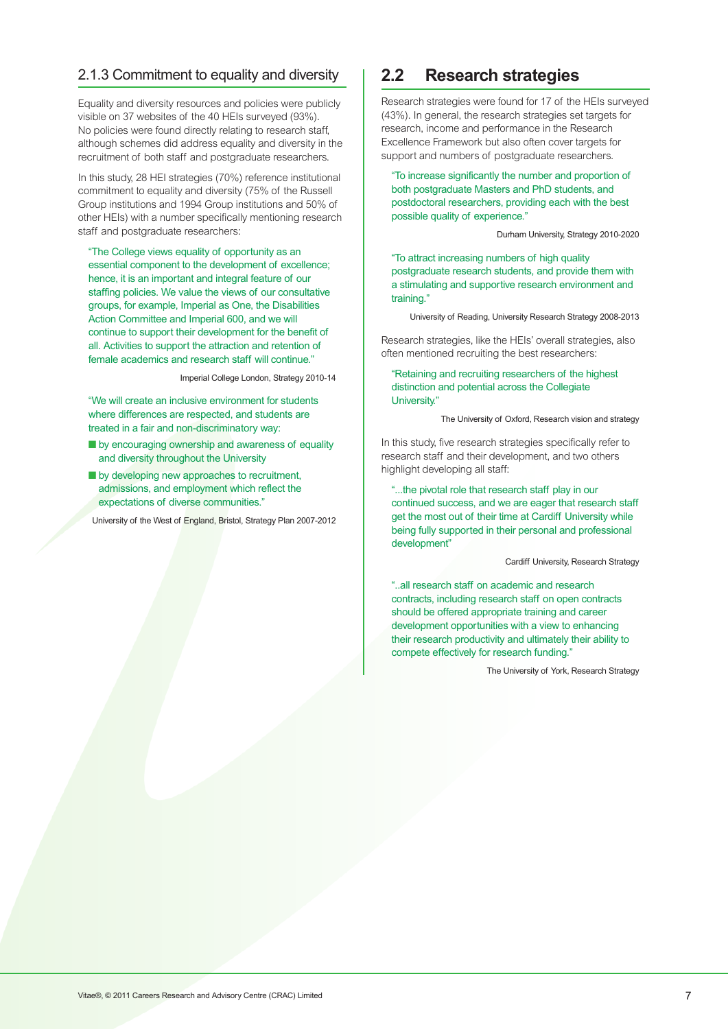### 2.1.3 Commitment to equality and diversity

Equality and diversity resources and policies were publicly visible on 37 websites of the 40 HEIs surveyed (93%). No policies were found directly relating to research staff, although schemes did address equality and diversity in the recruitment of both staff and postgraduate researchers.

In this study, 28 HEI strategies (70%) reference institutional commitment to equality and diversity (75% of the Russell Group institutions and 1994 Group institutions and 50% of other HEIs) with a number specifically mentioning research staff and postgraduate researchers:

> "The College views equality of opportunity as an essential component to the development of excellence; hence, it is an important and integral feature of our staffing policies. We value the views of our consultative groups, for example, Imperial as One, the Disabilities Action Committee and Imperial 600, and we will continue to support their development for the benefit of all. Activities to support the attraction and retention of female academics and research staff will continue."
>
> Imperial College London, Strategy 2010-14

> "We will create an inclusive environment for students where differences are respected, and students are treated in a fair and non-discriminatory way:
>
> - by encouraging ownership and awareness of equality and diversity throughout the University
> - by developing new approaches to recruitment, admissions, and employment which reflect the expectations of diverse communities."
>
> University of the West of England, Bristol, Strategy Plan 2007-2012

## 2.2 Research strategies

Research strategies were found for 17 of the HEIs surveyed (43%). In general, the research strategies set targets for research, income and performance in the Research Excellence Framework but also often cover targets for support and numbers of postgraduate researchers.

> "To increase significantly the number and proportion of both postgraduate Masters and PhD students, and postdoctoral researchers, providing each with the best possible quality of experience."
>
> Durham University, Strategy 2010-2020

> "To attract increasing numbers of high quality postgraduate research students, and provide them with a stimulating and supportive research environment and training."
>
> University of Reading, University Research Strategy 2008-2013

Research strategies, like the HEIs' overall strategies, also often mentioned recruiting the best researchers:

> "Retaining and recruiting researchers of the highest distinction and potential across the Collegiate University."
>
> The University of Oxford, Research vision and strategy

In this study, five research strategies specifically refer to research staff and their development, and two others highlight developing all staff:

> "...the pivotal role that research staff play in our continued success, and we are eager that research staff get the most out of their time at Cardiff University while being fully supported in their personal and professional development"
>
> Cardiff University, Research Strategy

> "..all research staff on academic and research contracts, including research staff on open contracts should be offered appropriate training and career development opportunities with a view to enhancing their research productivity and ultimately their ability to compete effectively for research funding."
>
> The University of York, Research Strategy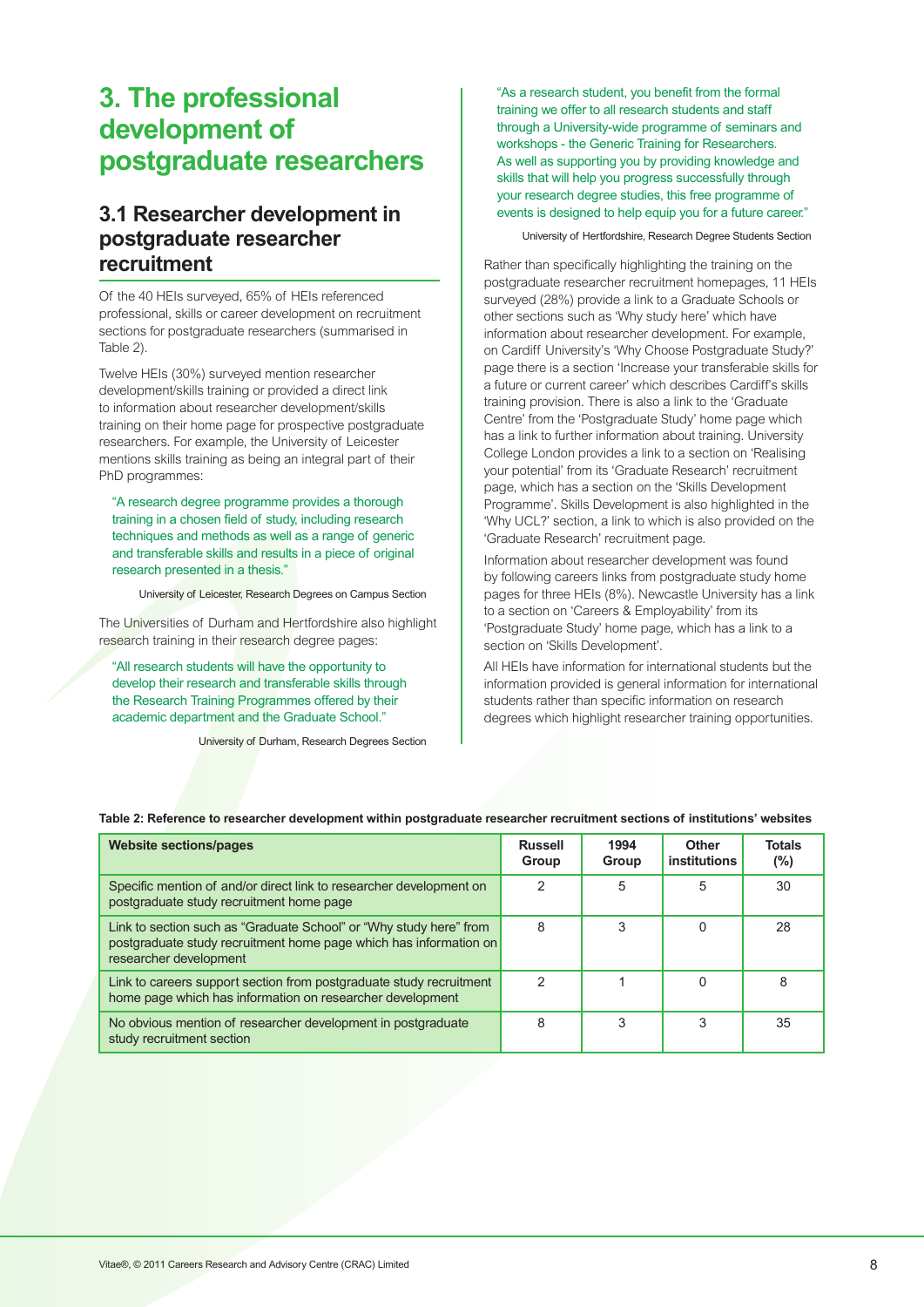# 3. The professional development of postgraduate researchers

## 3.1 Researcher development in postgraduate researcher recruitment

Of the 40 HEIs surveyed, 65% of HEIs referenced professional, skills or career development on recruitment sections for postgraduate researchers (summarised in Table 2).

Twelve HEIs (30%) surveyed mention researcher development/skills training or provided a direct link to information about researcher development/skills training on their home page for prospective postgraduate researchers. For example, the University of Leicester mentions skills training as being an integral part of their PhD programmes:

> "A research degree programme provides a thorough training in a chosen field of study, including research techniques and methods as well as a range of generic and transferable skills and results in a piece of original research presented in a thesis."
>
> University of Leicester, Research Degrees on Campus Section

The Universities of Durham and Hertfordshire also highlight research training in their research degree pages:

> "All research students will have the opportunity to develop their research and transferable skills through the Research Training Programmes offered by their academic department and the Graduate School."
>
> University of Durham, Research Degrees Section

> "As a research student, you benefit from the formal training we offer to all research students and staff through a University-wide programme of seminars and workshops - the Generic Training for Researchers. As well as supporting you by providing knowledge and skills that will help you progress successfully through your research degree studies, this free programme of events is designed to help equip you for a future career."
>
> University of Hertfordshire, Research Degree Students Section

Rather than specifically highlighting the training on the postgraduate researcher recruitment homepages, 11 HEIs surveyed (28%) provide a link to a Graduate Schools or other sections such as 'Why study here' which have information about researcher development. For example, on Cardiff University's 'Why Choose Postgraduate Study?' page there is a section 'Increase your transferable skills for a future or current career' which describes Cardiff's skills training provision. There is also a link to the 'Graduate Centre' from the 'Postgraduate Study' home page which has a link to further information about training. University College London provides a link to a section on 'Realising your potential' from its 'Graduate Research' recruitment page, which has a section on the 'Skills Development Programme'. Skills Development is also highlighted in the 'Why UCL?' section, a link to which is also provided on the 'Graduate Research' recruitment page.

Information about researcher development was found by following careers links from postgraduate study home pages for three HEIs (8%). Newcastle University has a link to a section on 'Careers & Employability' from its 'Postgraduate Study' home page, which has a link to a section on 'Skills Development'.

All HEIs have information for international students but the information provided is general information for international students rather than specific information on research degrees which highlight researcher training opportunities.

**Table 2: Reference to researcher development within postgraduate researcher recruitment sections of institutions' websites**

| Website sections/pages | Russell Group | 1994 Group | Other institutions | Totals (%) |
|---|---|---|---|---|
| Specific mention of and/or direct link to researcher development on postgraduate study recruitment home page | 2 | 5 | 5 | 30 |
| Link to section such as "Graduate School" or "Why study here" from postgraduate study recruitment home page which has information on researcher development | 8 | 3 | 0 | 28 |
| Link to careers support section from postgraduate study recruitment home page which has information on researcher development | 2 | 1 | 0 | 8 |
| No obvious mention of researcher development in postgraduate study recruitment section | 8 | 3 | 3 | 35 |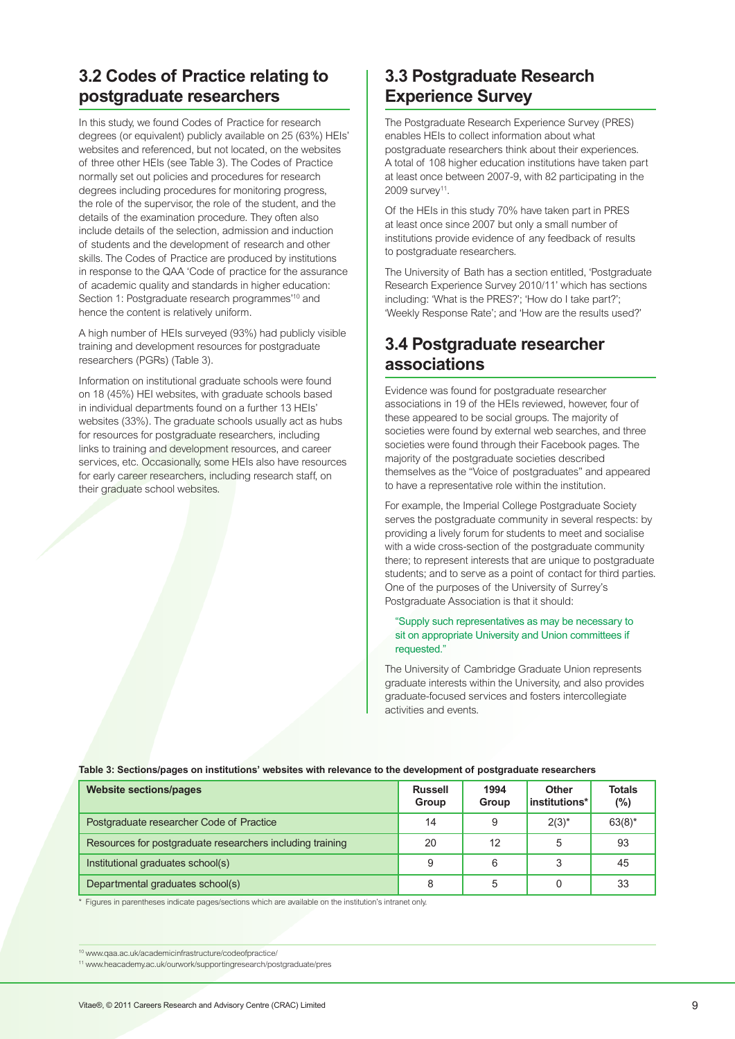## 3.2 Codes of Practice relating to postgraduate researchers

In this study, we found Codes of Practice for research degrees (or equivalent) publicly available on 25 (63%) HEIs' websites and referenced, but not located, on the websites of three other HEIs (see Table 3). The Codes of Practice normally set out policies and procedures for research degrees including procedures for monitoring progress, the role of the supervisor, the role of the student, and the details of the examination procedure. They often also include details of the selection, admission and induction of students and the development of research and other skills. The Codes of Practice are produced by institutions in response to the QAA 'Code of practice for the assurance of academic quality and standards in higher education: Section 1: Postgraduate research programmes'[10] and hence the content is relatively uniform.

A high number of HEIs surveyed (93%) had publicly visible training and development resources for postgraduate researchers (PGRs) (Table 3).

Information on institutional graduate schools were found on 18 (45%) HEI websites, with graduate schools based in individual departments found on a further 13 HEIs' websites (33%). The graduate schools usually act as hubs for resources for postgraduate researchers, including links to training and development resources, and career services, etc. Occasionally, some HEIs also have resources for early career researchers, including research staff, on their graduate school websites.

## 3.3 Postgraduate Research Experience Survey

The Postgraduate Research Experience Survey (PRES) enables HEIs to collect information about what postgraduate researchers think about their experiences. A total of 108 higher education institutions have taken part at least once between 2007-9, with 82 participating in the 2009 survey[11].

Of the HEIs in this study 70% have taken part in PRES at least once since 2007 but only a small number of institutions provide evidence of any feedback of results to postgraduate researchers.

The University of Bath has a section entitled, 'Postgraduate Research Experience Survey 2010/11' which has sections including: 'What is the PRES?'; 'How do I take part?'; 'Weekly Response Rate'; and 'How are the results used?'

## 3.4 Postgraduate researcher associations

Evidence was found for postgraduate researcher associations in 19 of the HEIs reviewed, however, four of these appeared to be social groups. The majority of societies were found by external web searches, and three societies were found through their Facebook pages. The majority of the postgraduate societies described themselves as the "Voice of postgraduates" and appeared to have a representative role within the institution.

For example, the Imperial College Postgraduate Society serves the postgraduate community in several respects: by providing a lively forum for students to meet and socialise with a wide cross-section of the postgraduate community there; to represent interests that are unique to postgraduate students; and to serve as a point of contact for third parties. One of the purposes of the University of Surrey's Postgraduate Association is that it should:

> "Supply such representatives as may be necessary to sit on appropriate University and Union committees if requested."

The University of Cambridge Graduate Union represents graduate interests within the University, and also provides graduate-focused services and fosters intercollegiate activities and events.

**Table 3: Sections/pages on institutions' websites with relevance to the development of postgraduate researchers**

| Website sections/pages | Russell Group | 1994 Group | Other institutions* | Totals (%) |
|---|---|---|---|---|
| Postgraduate researcher Code of Practice | 14 | 9 | 2(3)* | 63(8)* |
| Resources for postgraduate researchers including training | 20 | 12 | 5 | 93 |
| Institutional graduates school(s) | 9 | 6 | 3 | 45 |
| Departmental graduates school(s) | 8 | 5 | 0 | 33 |

\* Figures in parentheses indicate pages/sections which are available on the institution's intranet only.

[10] www.qaa.ac.uk/academicinfrastructure/codeofpractice/

[11] www.heacademy.ac.uk/ourwork/supportingresearch/postgraduate/pres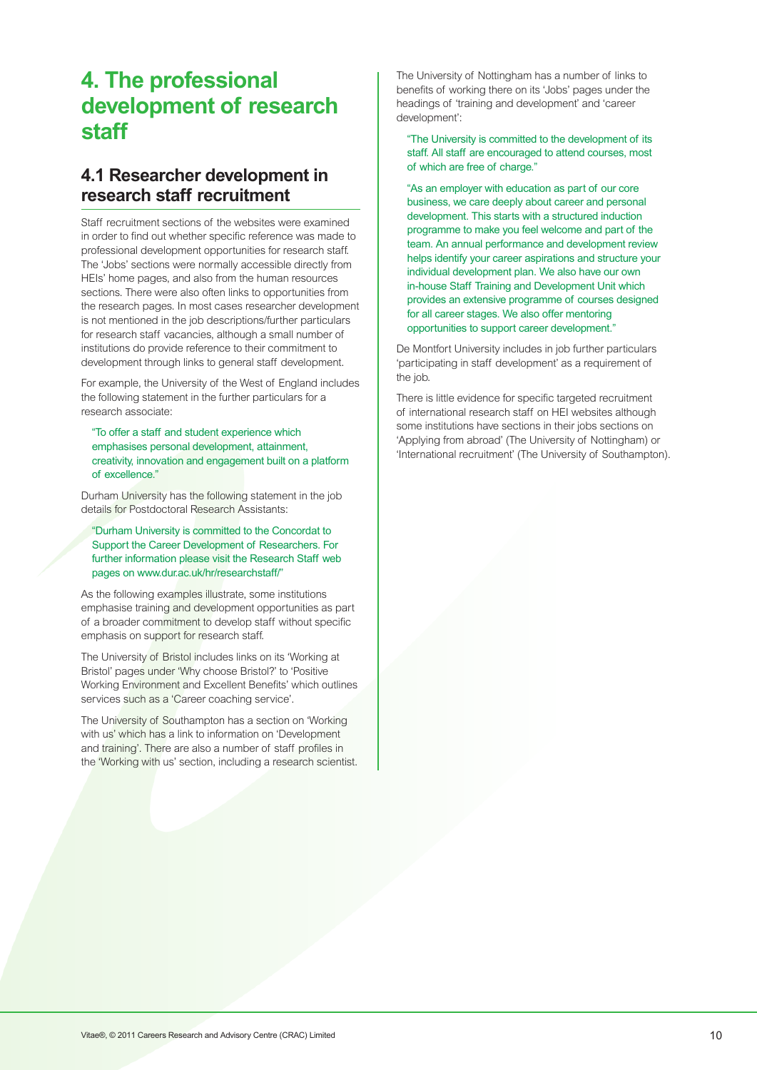# 4. The professional development of research staff

## 4.1 Researcher development in research staff recruitment

Staff recruitment sections of the websites were examined in order to find out whether specific reference was made to professional development opportunities for research staff. The 'Jobs' sections were normally accessible directly from HEIs' home pages, and also from the human resources sections. There were also often links to opportunities from the research pages. In most cases researcher development is not mentioned in the job descriptions/further particulars for research staff vacancies, although a small number of institutions do provide reference to their commitment to development through links to general staff development.

For example, the University of the West of England includes the following statement in the further particulars for a research associate:

> "To offer a staff and student experience which emphasises personal development, attainment, creativity, innovation and engagement built on a platform of excellence."

Durham University has the following statement in the job details for Postdoctoral Research Assistants:

> "Durham University is committed to the Concordat to Support the Career Development of Researchers. For further information please visit the Research Staff web pages on www.dur.ac.uk/hr/researchstaff/"

As the following examples illustrate, some institutions emphasise training and development opportunities as part of a broader commitment to develop staff without specific emphasis on support for research staff.

The University of Bristol includes links on its 'Working at Bristol' pages under 'Why choose Bristol?' to 'Positive Working Environment and Excellent Benefits' which outlines services such as a 'Career coaching service'.

The University of Southampton has a section on 'Working with us' which has a link to information on 'Development and training'. There are also a number of staff profiles in the 'Working with us' section, including a research scientist.

The University of Nottingham has a number of links to benefits of working there on its 'Jobs' pages under the headings of 'training and development' and 'career development':

> "The University is committed to the development of its staff. All staff are encouraged to attend courses, most of which are free of charge."

> "As an employer with education as part of our core business, we care deeply about career and personal development. This starts with a structured induction programme to make you feel welcome and part of the team. An annual performance and development review helps identify your career aspirations and structure your individual development plan. We also have our own in-house Staff Training and Development Unit which provides an extensive programme of courses designed for all career stages. We also offer mentoring opportunities to support career development."

De Montfort University includes in job further particulars 'participating in staff development' as a requirement of the job.

There is little evidence for specific targeted recruitment of international research staff on HEI websites although some institutions have sections in their jobs sections on 'Applying from abroad' (The University of Nottingham) or 'International recruitment' (The University of Southampton).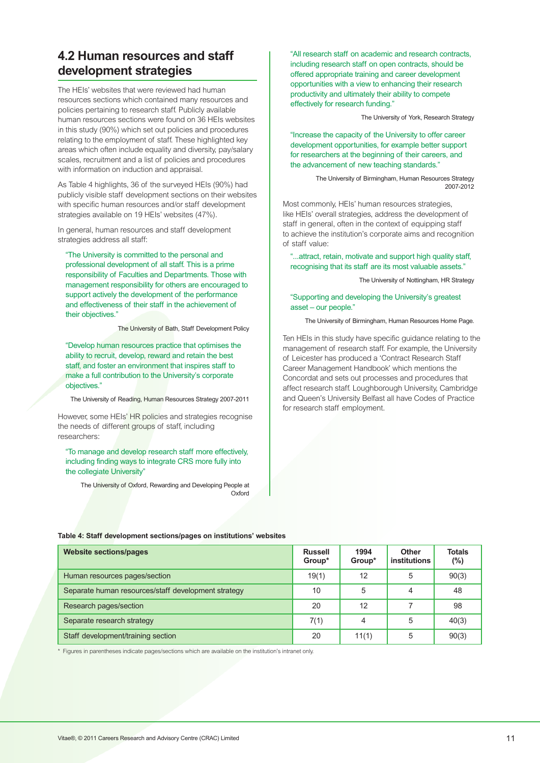## 4.2 Human resources and staff development strategies

The HEIs' websites that were reviewed had human resources sections which contained many resources and policies pertaining to research staff. Publicly available human resources sections were found on 36 HEIs websites in this study (90%) which set out policies and procedures relating to the employment of staff. These highlighted key areas which often include equality and diversity, pay/salary scales, recruitment and a list of policies and procedures with information on induction and appraisal.

As Table 4 highlights, 36 of the surveyed HEIs (90%) had publicly visible staff development sections on their websites with specific human resources and/or staff development strategies available on 19 HEIs' websites (47%).

In general, human resources and staff development strategies address all staff:

> "The University is committed to the personal and professional development of all staff. This is a prime responsibility of Faculties and Departments. Those with management responsibility for others are encouraged to support actively the development of the performance and effectiveness of their staff in the achievement of their objectives."
>
> The University of Bath, Staff Development Policy

> "Develop human resources practice that optimises the ability to recruit, develop, reward and retain the best staff, and foster an environment that inspires staff to make a full contribution to the University's corporate objectives."
>
> The University of Reading, Human Resources Strategy 2007-2011

However, some HEIs' HR policies and strategies recognise the needs of different groups of staff, including researchers:

> "To manage and develop research staff more effectively, including finding ways to integrate CRS more fully into the collegiate University"
>
> The University of Oxford, Rewarding and Developing People at Oxford

> "All research staff on academic and research contracts, including research staff on open contracts, should be offered appropriate training and career development opportunities with a view to enhancing their research productivity and ultimately their ability to compete effectively for research funding."
>
> The University of York, Research Strategy

> "Increase the capacity of the University to offer career development opportunities, for example better support for researchers at the beginning of their careers, and the advancement of new teaching standards."
>
> The University of Birmingham, Human Resources Strategy 2007-2012

Most commonly, HEIs' human resources strategies, like HEIs' overall strategies, address the development of staff in general, often in the context of equipping staff to achieve the institution's corporate aims and recognition of staff value:

> "...attract, retain, motivate and support high quality staff, recognising that its staff are its most valuable assets."
>
> The University of Nottingham, HR Strategy

> "Supporting and developing the University's greatest asset – our people."
>
> The University of Birmingham, Human Resources Home Page.

Ten HEIs in this study have specific guidance relating to the management of research staff. For example, the University of Leicester has produced a 'Contract Research Staff Career Management Handbook' which mentions the Concordat and sets out processes and procedures that affect research staff. Loughborough University, Cambridge and Queen's University Belfast all have Codes of Practice for research staff employment.

**Table 4: Staff development sections/pages on institutions' websites**

| Website sections/pages | Russell Group* | 1994 Group* | Other institutions | Totals (%) |
|---|---|---|---|---|
| Human resources pages/section | 19(1) | 12 | 5 | 90(3) |
| Separate human resources/staff development strategy | 10 | 5 | 4 | 48 |
| Research pages/section | 20 | 12 | 7 | 98 |
| Separate research strategy | 7(1) | 4 | 5 | 40(3) |
| Staff development/training section | 20 | 11(1) | 5 | 90(3) |

\* Figures in parentheses indicate pages/sections which are available on the institution's intranet only.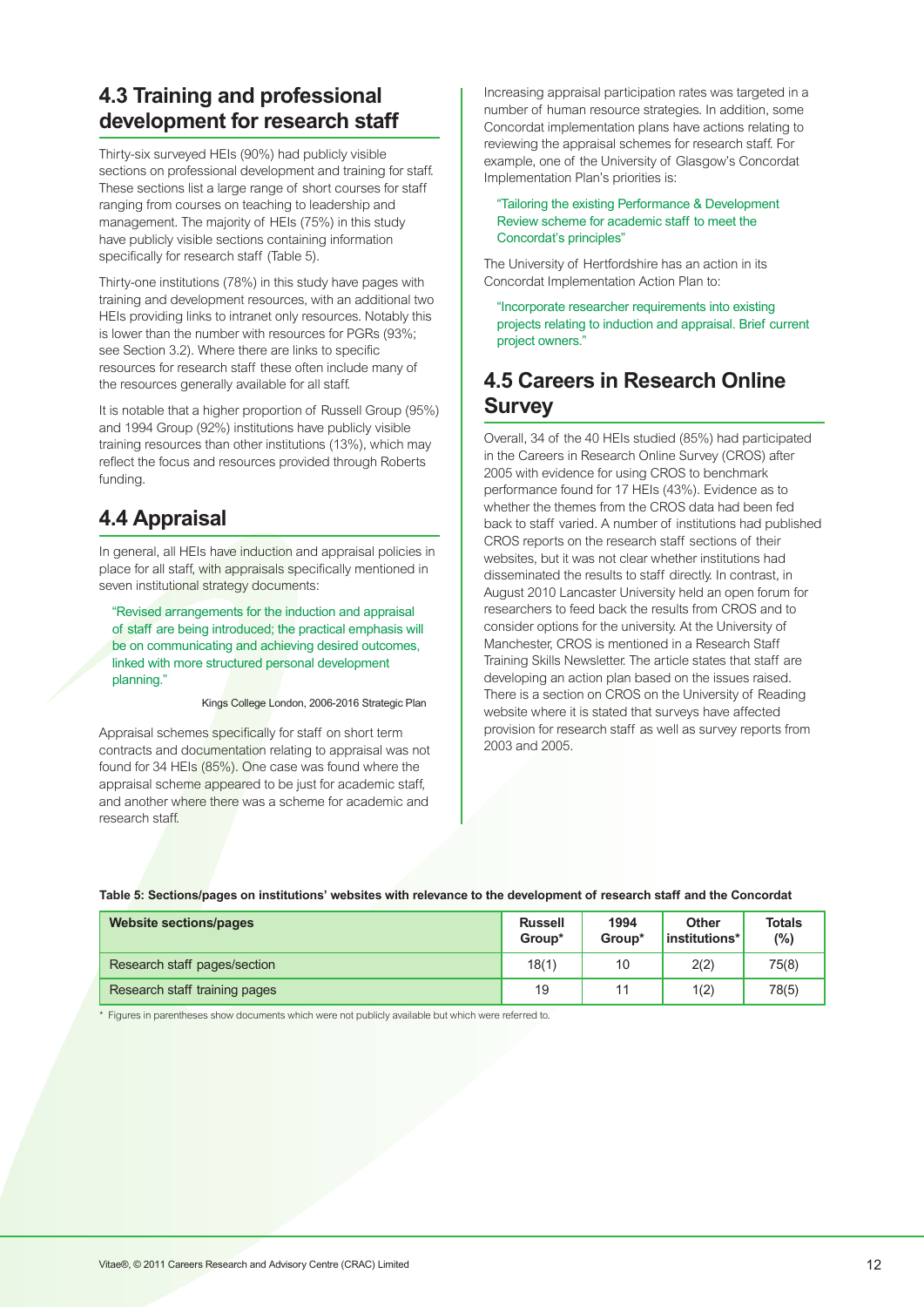## 4.3 Training and professional development for research staff

Thirty-six surveyed HEIs (90%) had publicly visible sections on professional development and training for staff. These sections list a large range of short courses for staff ranging from courses on teaching to leadership and management. The majority of HEIs (75%) in this study have publicly visible sections containing information specifically for research staff (Table 5).

Thirty-one institutions (78%) in this study have pages with training and development resources, with an additional two HEIs providing links to intranet only resources. Notably this is lower than the number with resources for PGRs (93%; see Section 3.2). Where there are links to specific resources for research staff these often include many of the resources generally available for all staff.

It is notable that a higher proportion of Russell Group (95%) and 1994 Group (92%) institutions have publicly visible training resources than other institutions (13%), which may reflect the focus and resources provided through Roberts funding.

## 4.4 Appraisal

In general, all HEIs have induction and appraisal policies in place for all staff, with appraisals specifically mentioned in seven institutional strategy documents:

> "Revised arrangements for the induction and appraisal of staff are being introduced; the practical emphasis will be on communicating and achieving desired outcomes, linked with more structured personal development planning."
>
> Kings College London, 2006-2016 Strategic Plan

Appraisal schemes specifically for staff on short term contracts and documentation relating to appraisal was not found for 34 HEIs (85%). One case was found where the appraisal scheme appeared to be just for academic staff, and another where there was a scheme for academic and research staff.

Increasing appraisal participation rates was targeted in a number of human resource strategies. In addition, some Concordat implementation plans have actions relating to reviewing the appraisal schemes for research staff. For example, one of the University of Glasgow's Concordat Implementation Plan's priorities is:

> "Tailoring the existing Performance & Development Review scheme for academic staff to meet the Concordat's principles"

The University of Hertfordshire has an action in its Concordat Implementation Action Plan to:

> "Incorporate researcher requirements into existing projects relating to induction and appraisal. Brief current project owners."

## 4.5 Careers in Research Online Survey

Overall, 34 of the 40 HEIs studied (85%) had participated in the Careers in Research Online Survey (CROS) after 2005 with evidence for using CROS to benchmark performance found for 17 HEIs (43%). Evidence as to whether the themes from the CROS data had been fed back to staff varied. A number of institutions had published CROS reports on the research staff sections of their websites, but it was not clear whether institutions had disseminated the results to staff directly. In contrast, in August 2010 Lancaster University held an open forum for researchers to feed back the results from CROS and to consider options for the university. At the University of Manchester, CROS is mentioned in a Research Staff Training Skills Newsletter. The article states that staff are developing an action plan based on the issues raised. There is a section on CROS on the University of Reading website where it is stated that surveys have affected provision for research staff as well as survey reports from 2003 and 2005.

**Table 5: Sections/pages on institutions' websites with relevance to the development of research staff and the Concordat**

| Website sections/pages | Russell Group* | 1994 Group* | Other institutions* | Totals (%) |
|---|---|---|---|---|
| Research staff pages/section | 18(1) | 10 | 2(2) | 75(8) |
| Research staff training pages | 19 | 11 | 1(2) | 78(5) |

\* Figures in parentheses show documents which were not publicly available but which were referred to.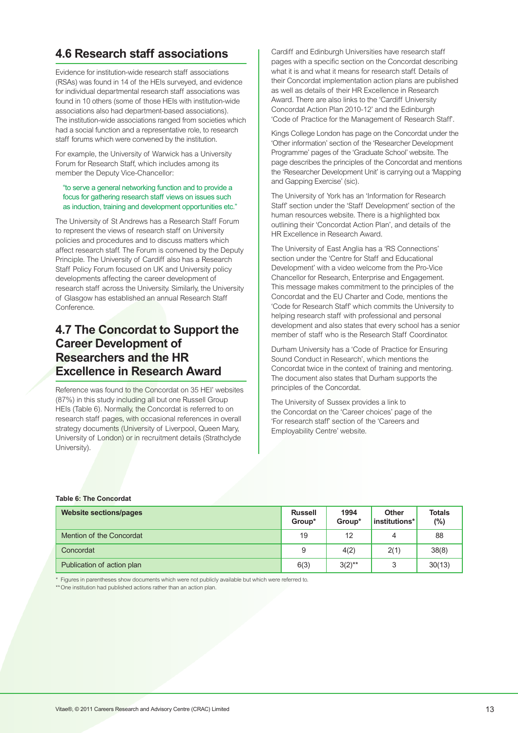## 4.6 Research staff associations

Evidence for institution-wide research staff associations (RSAs) was found in 14 of the HEIs surveyed, and evidence for individual departmental research staff associations was found in 10 others (some of those HEIs with institution-wide associations also had department-based associations). The institution-wide associations ranged from societies which had a social function and a representative role, to research staff forums which were convened by the institution.

For example, the University of Warwick has a University Forum for Research Staff, which includes among its member the Deputy Vice-Chancellor:

> "to serve a general networking function and to provide a focus for gathering research staff views on issues such as induction, training and development opportunities etc."

The University of St Andrews has a Research Staff Forum to represent the views of research staff on University policies and procedures and to discuss matters which affect research staff. The Forum is convened by the Deputy Principle. The University of Cardiff also has a Research Staff Policy Forum focused on UK and University policy developments affecting the career development of research staff across the University. Similarly, the University of Glasgow has established an annual Research Staff Conference.

## 4.7 The Concordat to Support the Career Development of Researchers and the HR Excellence in Research Award

Reference was found to the Concordat on 35 HEI' websites (87%) in this study including all but one Russell Group HEIs (Table 6). Normally, the Concordat is referred to on research staff pages, with occasional references in overall strategy documents (University of Liverpool, Queen Mary, University of London) or in recruitment details (Strathclyde University).

Cardiff and Edinburgh Universities have research staff pages with a specific section on the Concordat describing what it is and what it means for research staff. Details of their Concordat implementation action plans are published as well as details of their HR Excellence in Research Award. There are also links to the 'Cardiff University Concordat Action Plan 2010-12' and the Edinburgh 'Code of Practice for the Management of Research Staff'.

Kings College London has page on the Concordat under the 'Other information' section of the 'Researcher Development Programme' pages of the 'Graduate School' website. The page describes the principles of the Concordat and mentions the 'Researcher Development Unit' is carrying out a 'Mapping and Gapping Exercise' (sic).

The University of York has an 'Information for Research Staff' section under the 'Staff Development' section of the human resources website. There is a highlighted box outlining their 'Concordat Action Plan', and details of the HR Excellence in Research Award.

The University of East Anglia has a 'RS Connections' section under the 'Centre for Staff and Educational Development' with a video welcome from the Pro-Vice Chancellor for Research, Enterprise and Engagement. This message makes commitment to the principles of the Concordat and the EU Charter and Code, mentions the 'Code for Research Staff' which commits the University to helping research staff with professional and personal development and also states that every school has a senior member of staff who is the Research Staff Coordinator.

Durham University has a 'Code of Practice for Ensuring Sound Conduct in Research', which mentions the Concordat twice in the context of training and mentoring. The document also states that Durham supports the principles of the Concordat.

The University of Sussex provides a link to the Concordat on the 'Career choices' page of the 'For research staff' section of the 'Careers and Employability Centre' website.

**Table 6: The Concordat**

| Website sections/pages | Russell Group* | 1994 Group* | Other institutions* | Totals (%) |
|---|---|---|---|---|
| Mention of the Concordat | 19 | 12 | 4 | 88 |
| Concordat | 9 | 4(2) | 2(1) | 38(8) |
| Publication of action plan | 6(3) | 3(2)** | 3 | 30(13) |

* Figures in parentheses show documents which were not publicly available but which were referred to.

** One institution had published actions rather than an action plan.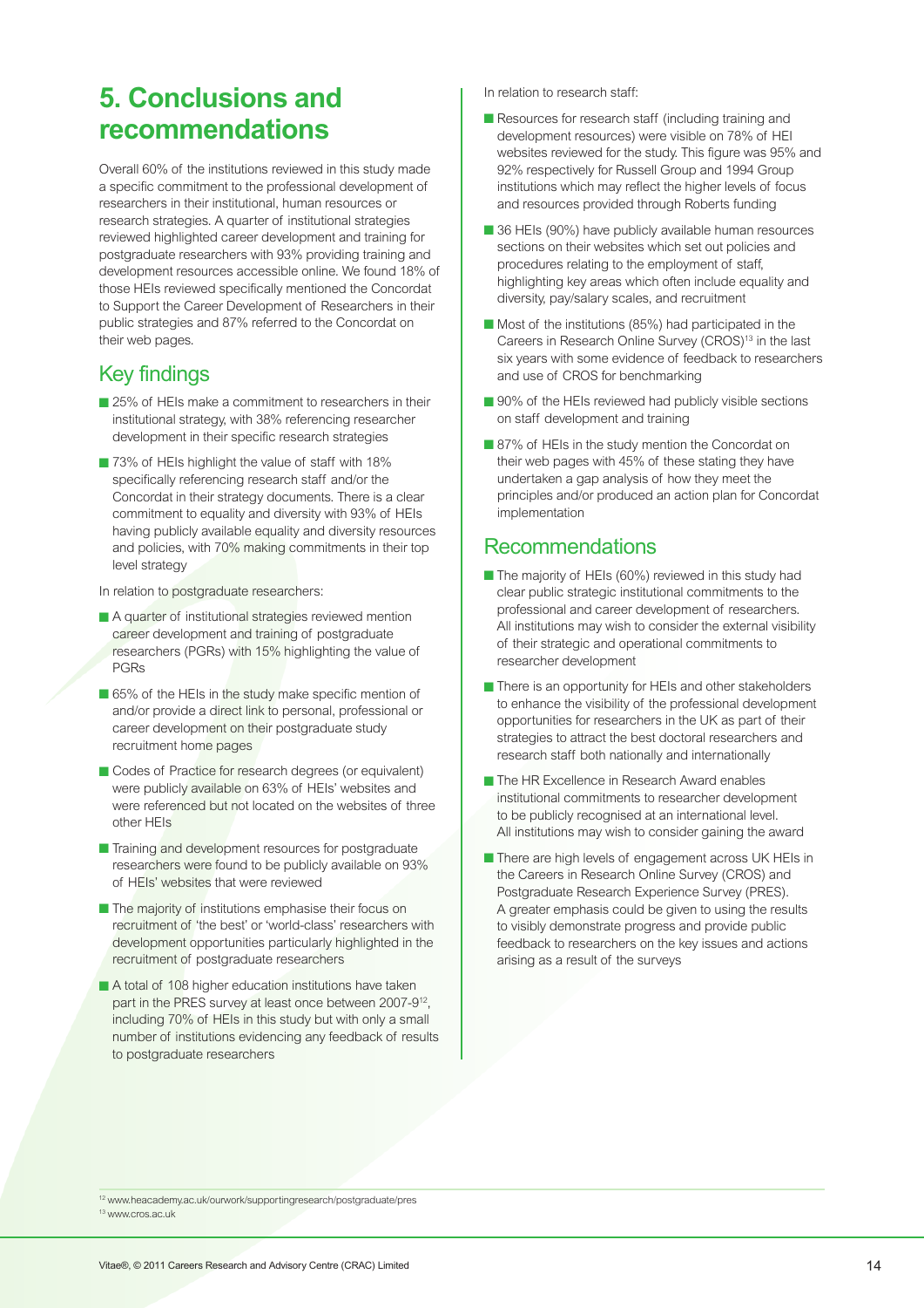# 5. Conclusions and recommendations

Overall 60% of the institutions reviewed in this study made a specific commitment to the professional development of researchers in their institutional, human resources or research strategies. A quarter of institutional strategies reviewed highlighted career development and training for postgraduate researchers with 93% providing training and development resources accessible online. We found 18% of those HEIs reviewed specifically mentioned the Concordat to Support the Career Development of Researchers in their public strategies and 87% referred to the Concordat on their web pages.

## Key findings

- 25% of HEIs make a commitment to researchers in their institutional strategy, with 38% referencing researcher development in their specific research strategies
- 73% of HEIs highlight the value of staff with 18% specifically referencing research staff and/or the Concordat in their strategy documents. There is a clear commitment to equality and diversity with 93% of HEIs having publicly available equality and diversity resources and policies, with 70% making commitments in their top level strategy

In relation to postgraduate researchers:

- A quarter of institutional strategies reviewed mention career development and training of postgraduate researchers (PGRs) with 15% highlighting the value of PGRs
- 65% of the HEIs in the study make specific mention of and/or provide a direct link to personal, professional or career development on their postgraduate study recruitment home pages
- Codes of Practice for research degrees (or equivalent) were publicly available on 63% of HEIs' websites and were referenced but not located on the websites of three other HEIs
- Training and development resources for postgraduate researchers were found to be publicly available on 93% of HEIs' websites that were reviewed
- The majority of institutions emphasise their focus on recruitment of 'the best' or 'world-class' researchers with development opportunities particularly highlighted in the recruitment of postgraduate researchers
- A total of 108 higher education institutions have taken part in the PRES survey at least once between 2007-9[12], including 70% of HEIs in this study but with only a small number of institutions evidencing any feedback of results to postgraduate researchers

In relation to research staff:

- Resources for research staff (including training and development resources) were visible on 78% of HEI websites reviewed for the study. This figure was 95% and 92% respectively for Russell Group and 1994 Group institutions which may reflect the higher levels of focus and resources provided through Roberts funding
- 36 HEIs (90%) have publicly available human resources sections on their websites which set out policies and procedures relating to the employment of staff, highlighting key areas which often include equality and diversity, pay/salary scales, and recruitment
- Most of the institutions (85%) had participated in the Careers in Research Online Survey (CROS)[13] in the last six years with some evidence of feedback to researchers and use of CROS for benchmarking
- 90% of the HEIs reviewed had publicly visible sections on staff development and training
- 87% of HEIs in the study mention the Concordat on their web pages with 45% of these stating they have undertaken a gap analysis of how they meet the principles and/or produced an action plan for Concordat implementation

## Recommendations

- The majority of HEIs (60%) reviewed in this study had clear public strategic institutional commitments to the professional and career development of researchers. All institutions may wish to consider the external visibility of their strategic and operational commitments to researcher development
- There is an opportunity for HEIs and other stakeholders to enhance the visibility of the professional development opportunities for researchers in the UK as part of their strategies to attract the best doctoral researchers and research staff both nationally and internationally
- The HR Excellence in Research Award enables institutional commitments to researcher development to be publicly recognised at an international level. All institutions may wish to consider gaining the award
- There are high levels of engagement across UK HEIs in the Careers in Research Online Survey (CROS) and Postgraduate Research Experience Survey (PRES). A greater emphasis could be given to using the results to visibly demonstrate progress and provide public feedback to researchers on the key issues and actions arising as a result of the surveys

[12] www.heacademy.ac.uk/ourwork/supportingresearch/postgraduate/pres

[13] www.cros.ac.uk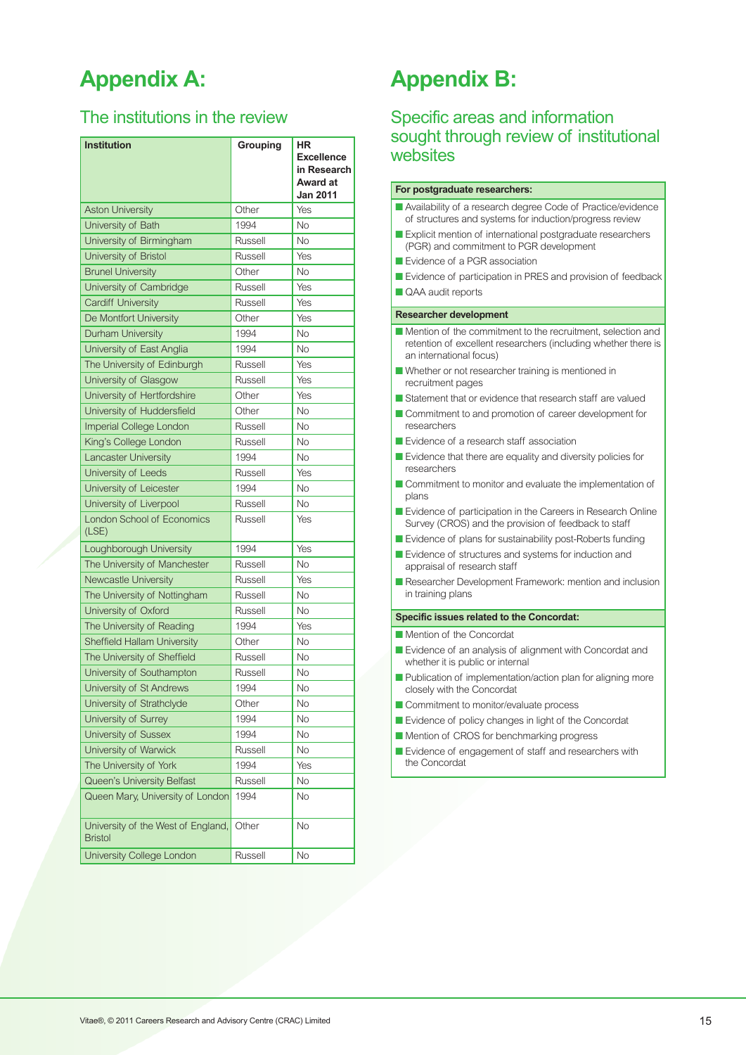# Appendix A:

## The institutions in the review

| Institution | Grouping | HR Excellence in Research Award at Jan 2011 |
|---|---|---|
| Aston University | Other | Yes |
| University of Bath | 1994 | No |
| University of Birmingham | Russell | No |
| University of Bristol | Russell | Yes |
| Brunel University | Other | No |
| University of Cambridge | Russell | Yes |
| Cardiff University | Russell | Yes |
| De Montfort University | Other | Yes |
| Durham University | 1994 | No |
| University of East Anglia | 1994 | No |
| The University of Edinburgh | Russell | Yes |
| University of Glasgow | Russell | Yes |
| University of Hertfordshire | Other | Yes |
| University of Huddersfield | Other | No |
| Imperial College London | Russell | No |
| King's College London | Russell | No |
| Lancaster University | 1994 | No |
| University of Leeds | Russell | Yes |
| University of Leicester | 1994 | No |
| University of Liverpool | Russell | No |
| London School of Economics (LSE) | Russell | Yes |
| Loughborough University | 1994 | Yes |
| The University of Manchester | Russell | No |
| Newcastle University | Russell | Yes |
| The University of Nottingham | Russell | No |
| University of Oxford | Russell | No |
| The University of Reading | 1994 | Yes |
| Sheffield Hallam University | Other | No |
| The University of Sheffield | Russell | No |
| University of Southampton | Russell | No |
| University of St Andrews | 1994 | No |
| University of Strathclyde | Other | No |
| University of Surrey | 1994 | No |
| University of Sussex | 1994 | No |
| University of Warwick | Russell | No |
| The University of York | 1994 | Yes |
| Queen's University Belfast | Russell | No |
| Queen Mary, University of London | 1994 | No |
| University of the West of England, Bristol | Other | No |
| University College London | Russell | No |

# Appendix B:

## Specific areas and information sought through review of institutional websites

**For postgraduate researchers:**

- Availability of a research degree Code of Practice/evidence of structures and systems for induction/progress review
- Explicit mention of international postgraduate researchers (PGR) and commitment to PGR development
- Evidence of a PGR association
- Evidence of participation in PRES and provision of feedback
- QAA audit reports

**Researcher development**

- Mention of the commitment to the recruitment, selection and retention of excellent researchers (including whether there is an international focus)
- Whether or not researcher training is mentioned in recruitment pages
- Statement that or evidence that research staff are valued
- Commitment to and promotion of career development for researchers
- Evidence of a research staff association
- Evidence that there are equality and diversity policies for researchers
- Commitment to monitor and evaluate the implementation of plans
- Evidence of participation in the Careers in Research Online Survey (CROS) and the provision of feedback to staff
- Evidence of plans for sustainability post-Roberts funding
- Evidence of structures and systems for induction and appraisal of research staff
- Researcher Development Framework: mention and inclusion in training plans

**Specific issues related to the Concordat:**

- Mention of the Concordat
- Evidence of an analysis of alignment with Concordat and whether it is public or internal
- Publication of implementation/action plan for aligning more closely with the Concordat
- Commitment to monitor/evaluate process
- Evidence of policy changes in light of the Concordat
- Mention of CROS for benchmarking progress
- Evidence of engagement of staff and researchers with the Concordat